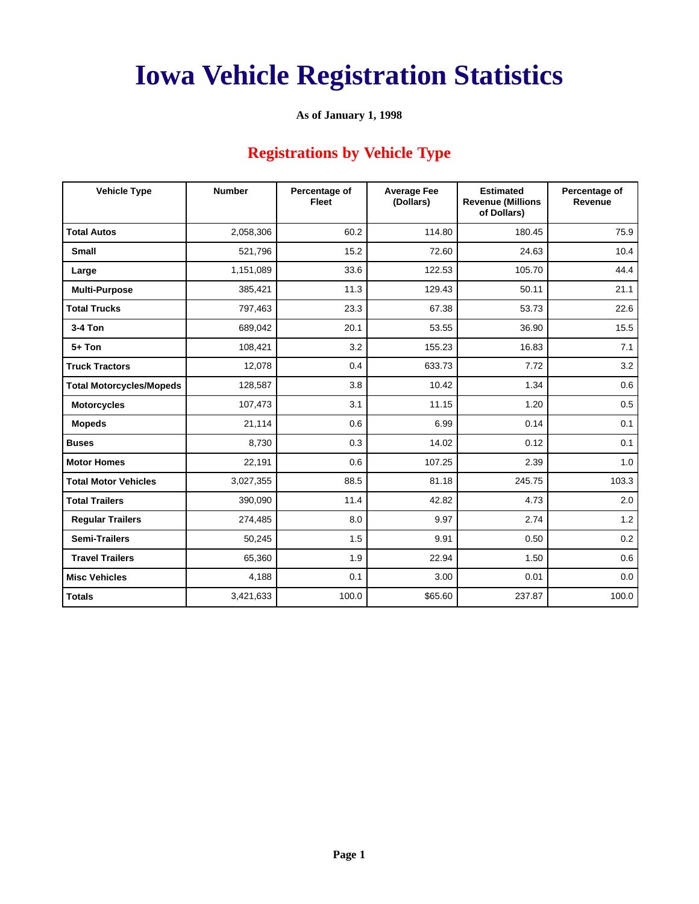# Iowa Vehicle Registration Statistics

**As of January 1, 1998**

## Registrations by Vehicle Type

| Vehicle Type | Number | Percentage of Fleet | Average Fee (Dollars) | Estimated Revenue (Millions of Dollars) | Percentage of Revenue |
|---|---|---|---|---|---|
| **Total Autos** | 2,058,306 | 60.2 | 114.80 | 180.45 | 75.9 |
| **Small** | 521,796 | 15.2 | 72.60 | 24.63 | 10.4 |
| **Large** | 1,151,089 | 33.6 | 122.53 | 105.70 | 44.4 |
| **Multi-Purpose** | 385,421 | 11.3 | 129.43 | 50.11 | 21.1 |
| **Total Trucks** | 797,463 | 23.3 | 67.38 | 53.73 | 22.6 |
| **3-4 Ton** | 689,042 | 20.1 | 53.55 | 36.90 | 15.5 |
| **5+ Ton** | 108,421 | 3.2 | 155.23 | 16.83 | 7.1 |
| **Truck Tractors** | 12,078 | 0.4 | 633.73 | 7.72 | 3.2 |
| **Total Motorcycles/Mopeds** | 128,587 | 3.8 | 10.42 | 1.34 | 0.6 |
| **Motorcycles** | 107,473 | 3.1 | 11.15 | 1.20 | 0.5 |
| **Mopeds** | 21,114 | 0.6 | 6.99 | 0.14 | 0.1 |
| **Buses** | 8,730 | 0.3 | 14.02 | 0.12 | 0.1 |
| **Motor Homes** | 22,191 | 0.6 | 107.25 | 2.39 | 1.0 |
| **Total Motor Vehicles** | 3,027,355 | 88.5 | 81.18 | 245.75 | 103.3 |
| **Total Trailers** | 390,090 | 11.4 | 42.82 | 4.73 | 2.0 |
| **Regular Trailers** | 274,485 | 8.0 | 9.97 | 2.74 | 1.2 |
| **Semi-Trailers** | 50,245 | 1.5 | 9.91 | 0.50 | 0.2 |
| **Travel Trailers** | 65,360 | 1.9 | 22.94 | 1.50 | 0.6 |
| **Misc Vehicles** | 4,188 | 0.1 | 3.00 | 0.01 | 0.0 |
| **Totals** | 3,421,633 | 100.0 | $65.60 | 237.87 | 100.0 |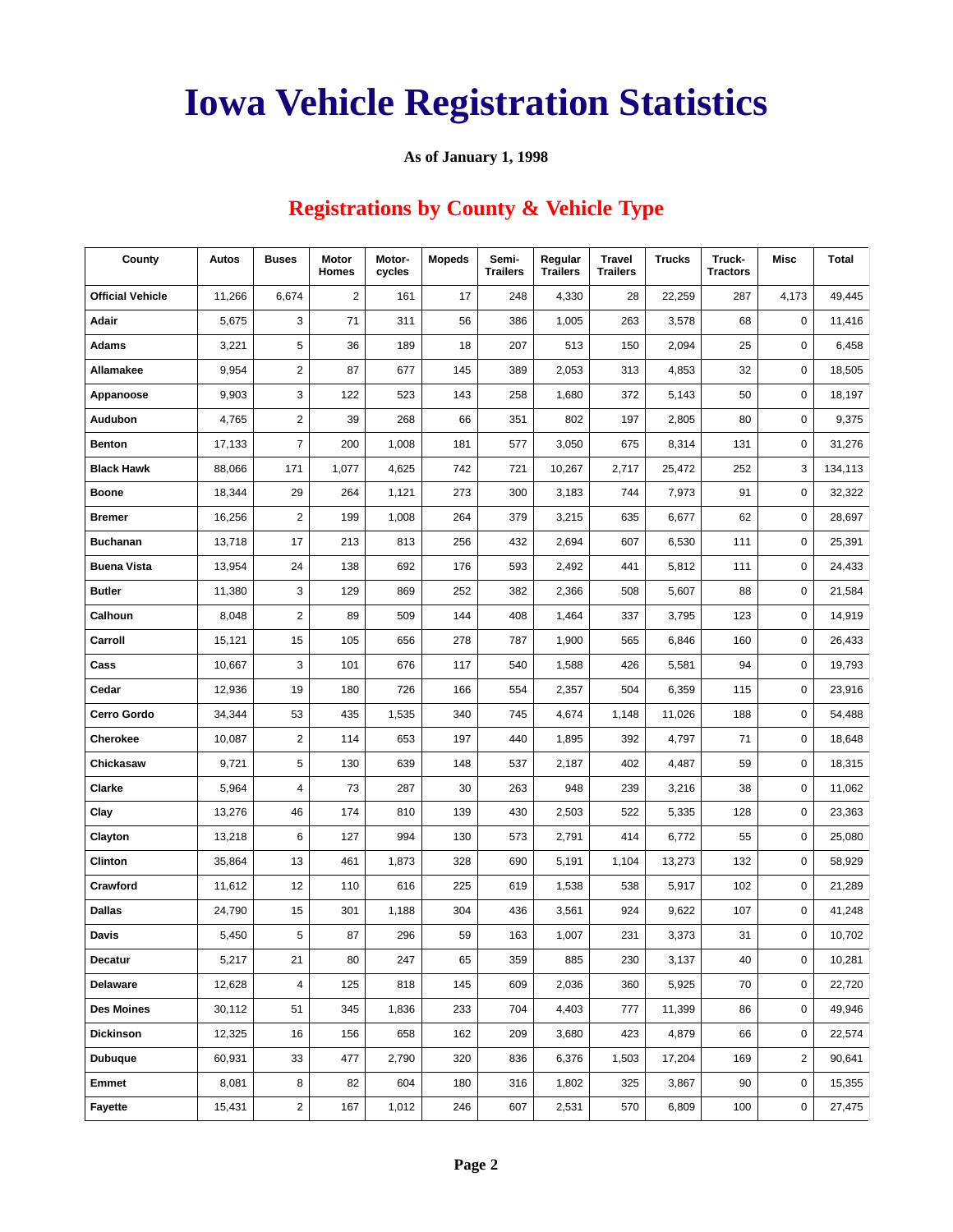# Iowa Vehicle Registration Statistics

**As of January 1, 1998**

## Registrations by County & Vehicle Type

| County | Autos | Buses | Motor Homes | Motor-cycles | Mopeds | Semi-Trailers | Regular Trailers | Travel Trailers | Trucks | Truck-Tractors | Misc | Total |
|---|---|---|---|---|---|---|---|---|---|---|---|---|
| **Official Vehicle** | 11,266 | 6,674 | 2 | 161 | 17 | 248 | 4,330 | 28 | 22,259 | 287 | 4,173 | 49,445 |
| **Adair** | 5,675 | 3 | 71 | 311 | 56 | 386 | 1,005 | 263 | 3,578 | 68 | 0 | 11,416 |
| **Adams** | 3,221 | 5 | 36 | 189 | 18 | 207 | 513 | 150 | 2,094 | 25 | 0 | 6,458 |
| **Allamakee** | 9,954 | 2 | 87 | 677 | 145 | 389 | 2,053 | 313 | 4,853 | 32 | 0 | 18,505 |
| **Appanoose** | 9,903 | 3 | 122 | 523 | 143 | 258 | 1,680 | 372 | 5,143 | 50 | 0 | 18,197 |
| **Audubon** | 4,765 | 2 | 39 | 268 | 66 | 351 | 802 | 197 | 2,805 | 80 | 0 | 9,375 |
| **Benton** | 17,133 | 7 | 200 | 1,008 | 181 | 577 | 3,050 | 675 | 8,314 | 131 | 0 | 31,276 |
| **Black Hawk** | 88,066 | 171 | 1,077 | 4,625 | 742 | 721 | 10,267 | 2,717 | 25,472 | 252 | 3 | 134,113 |
| **Boone** | 18,344 | 29 | 264 | 1,121 | 273 | 300 | 3,183 | 744 | 7,973 | 91 | 0 | 32,322 |
| **Bremer** | 16,256 | 2 | 199 | 1,008 | 264 | 379 | 3,215 | 635 | 6,677 | 62 | 0 | 28,697 |
| **Buchanan** | 13,718 | 17 | 213 | 813 | 256 | 432 | 2,694 | 607 | 6,530 | 111 | 0 | 25,391 |
| **Buena Vista** | 13,954 | 24 | 138 | 692 | 176 | 593 | 2,492 | 441 | 5,812 | 111 | 0 | 24,433 |
| **Butler** | 11,380 | 3 | 129 | 869 | 252 | 382 | 2,366 | 508 | 5,607 | 88 | 0 | 21,584 |
| **Calhoun** | 8,048 | 2 | 89 | 509 | 144 | 408 | 1,464 | 337 | 3,795 | 123 | 0 | 14,919 |
| **Carroll** | 15,121 | 15 | 105 | 656 | 278 | 787 | 1,900 | 565 | 6,846 | 160 | 0 | 26,433 |
| **Cass** | 10,667 | 3 | 101 | 676 | 117 | 540 | 1,588 | 426 | 5,581 | 94 | 0 | 19,793 |
| **Cedar** | 12,936 | 19 | 180 | 726 | 166 | 554 | 2,357 | 504 | 6,359 | 115 | 0 | 23,916 |
| **Cerro Gordo** | 34,344 | 53 | 435 | 1,535 | 340 | 745 | 4,674 | 1,148 | 11,026 | 188 | 0 | 54,488 |
| **Cherokee** | 10,087 | 2 | 114 | 653 | 197 | 440 | 1,895 | 392 | 4,797 | 71 | 0 | 18,648 |
| **Chickasaw** | 9,721 | 5 | 130 | 639 | 148 | 537 | 2,187 | 402 | 4,487 | 59 | 0 | 18,315 |
| **Clarke** | 5,964 | 4 | 73 | 287 | 30 | 263 | 948 | 239 | 3,216 | 38 | 0 | 11,062 |
| **Clay** | 13,276 | 46 | 174 | 810 | 139 | 430 | 2,503 | 522 | 5,335 | 128 | 0 | 23,363 |
| **Clayton** | 13,218 | 6 | 127 | 994 | 130 | 573 | 2,791 | 414 | 6,772 | 55 | 0 | 25,080 |
| **Clinton** | 35,864 | 13 | 461 | 1,873 | 328 | 690 | 5,191 | 1,104 | 13,273 | 132 | 0 | 58,929 |
| **Crawford** | 11,612 | 12 | 110 | 616 | 225 | 619 | 1,538 | 538 | 5,917 | 102 | 0 | 21,289 |
| **Dallas** | 24,790 | 15 | 301 | 1,188 | 304 | 436 | 3,561 | 924 | 9,622 | 107 | 0 | 41,248 |
| **Davis** | 5,450 | 5 | 87 | 296 | 59 | 163 | 1,007 | 231 | 3,373 | 31 | 0 | 10,702 |
| **Decatur** | 5,217 | 21 | 80 | 247 | 65 | 359 | 885 | 230 | 3,137 | 40 | 0 | 10,281 |
| **Delaware** | 12,628 | 4 | 125 | 818 | 145 | 609 | 2,036 | 360 | 5,925 | 70 | 0 | 22,720 |
| **Des Moines** | 30,112 | 51 | 345 | 1,836 | 233 | 704 | 4,403 | 777 | 11,399 | 86 | 0 | 49,946 |
| **Dickinson** | 12,325 | 16 | 156 | 658 | 162 | 209 | 3,680 | 423 | 4,879 | 66 | 0 | 22,574 |
| **Dubuque** | 60,931 | 33 | 477 | 2,790 | 320 | 836 | 6,376 | 1,503 | 17,204 | 169 | 2 | 90,641 |
| **Emmet** | 8,081 | 8 | 82 | 604 | 180 | 316 | 1,802 | 325 | 3,867 | 90 | 0 | 15,355 |
| **Fayette** | 15,431 | 2 | 167 | 1,012 | 246 | 607 | 2,531 | 570 | 6,809 | 100 | 0 | 27,475 |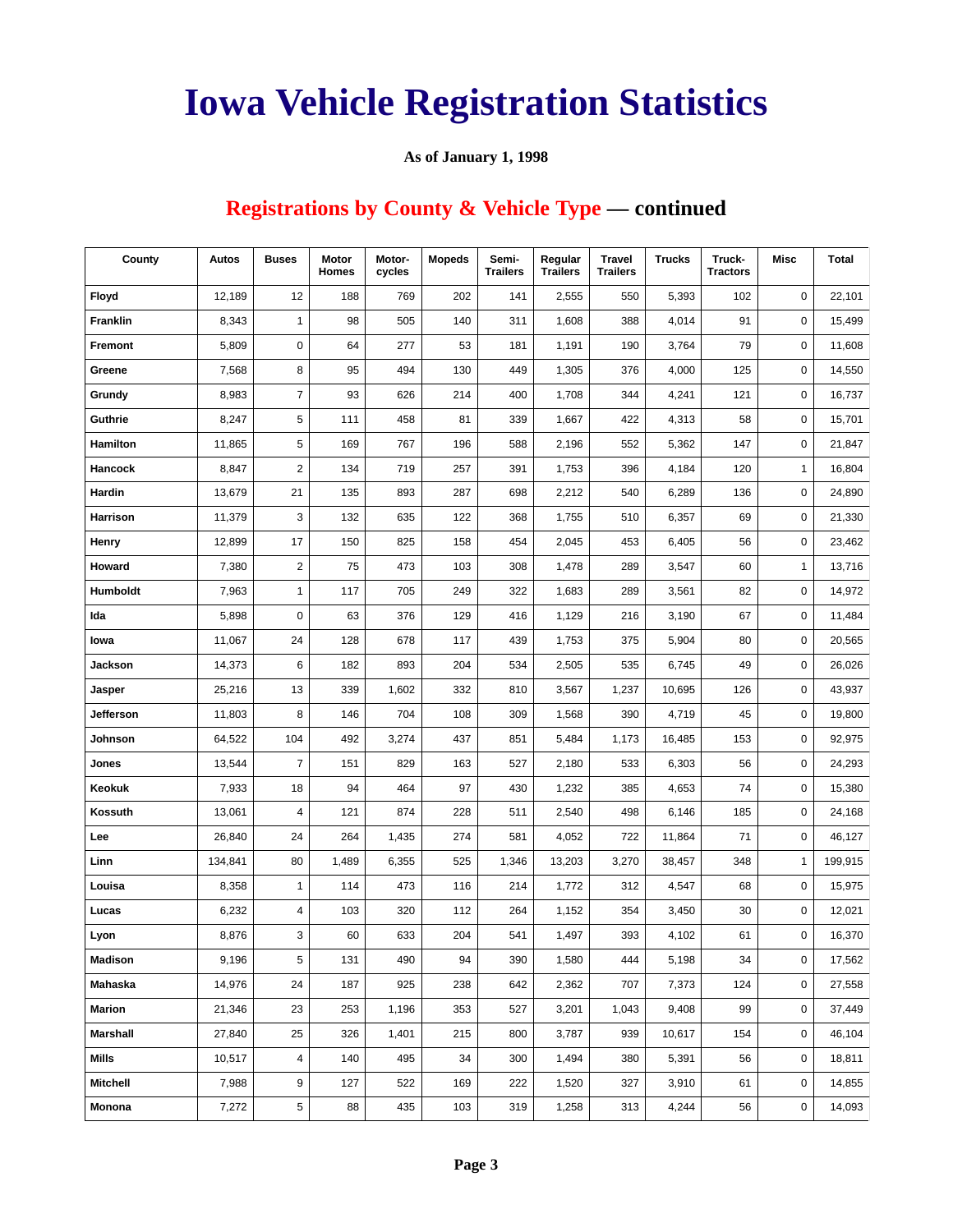# Iowa Vehicle Registration Statistics

**As of January 1, 1998**

## Registrations by County & Vehicle Type — continued

| County | Autos | Buses | Motor Homes | Motor-cycles | Mopeds | Semi-Trailers | Regular Trailers | Travel Trailers | Trucks | Truck-Tractors | Misc | Total |
|---|---|---|---|---|---|---|---|---|---|---|---|---|
| **Floyd** | 12,189 | 12 | 188 | 769 | 202 | 141 | 2,555 | 550 | 5,393 | 102 | 0 | 22,101 |
| **Franklin** | 8,343 | 1 | 98 | 505 | 140 | 311 | 1,608 | 388 | 4,014 | 91 | 0 | 15,499 |
| **Fremont** | 5,809 | 0 | 64 | 277 | 53 | 181 | 1,191 | 190 | 3,764 | 79 | 0 | 11,608 |
| **Greene** | 7,568 | 8 | 95 | 494 | 130 | 449 | 1,305 | 376 | 4,000 | 125 | 0 | 14,550 |
| **Grundy** | 8,983 | 7 | 93 | 626 | 214 | 400 | 1,708 | 344 | 4,241 | 121 | 0 | 16,737 |
| **Guthrie** | 8,247 | 5 | 111 | 458 | 81 | 339 | 1,667 | 422 | 4,313 | 58 | 0 | 15,701 |
| **Hamilton** | 11,865 | 5 | 169 | 767 | 196 | 588 | 2,196 | 552 | 5,362 | 147 | 0 | 21,847 |
| **Hancock** | 8,847 | 2 | 134 | 719 | 257 | 391 | 1,753 | 396 | 4,184 | 120 | 1 | 16,804 |
| **Hardin** | 13,679 | 21 | 135 | 893 | 287 | 698 | 2,212 | 540 | 6,289 | 136 | 0 | 24,890 |
| **Harrison** | 11,379 | 3 | 132 | 635 | 122 | 368 | 1,755 | 510 | 6,357 | 69 | 0 | 21,330 |
| **Henry** | 12,899 | 17 | 150 | 825 | 158 | 454 | 2,045 | 453 | 6,405 | 56 | 0 | 23,462 |
| **Howard** | 7,380 | 2 | 75 | 473 | 103 | 308 | 1,478 | 289 | 3,547 | 60 | 1 | 13,716 |
| **Humboldt** | 7,963 | 1 | 117 | 705 | 249 | 322 | 1,683 | 289 | 3,561 | 82 | 0 | 14,972 |
| **Ida** | 5,898 | 0 | 63 | 376 | 129 | 416 | 1,129 | 216 | 3,190 | 67 | 0 | 11,484 |
| **Iowa** | 11,067 | 24 | 128 | 678 | 117 | 439 | 1,753 | 375 | 5,904 | 80 | 0 | 20,565 |
| **Jackson** | 14,373 | 6 | 182 | 893 | 204 | 534 | 2,505 | 535 | 6,745 | 49 | 0 | 26,026 |
| **Jasper** | 25,216 | 13 | 339 | 1,602 | 332 | 810 | 3,567 | 1,237 | 10,695 | 126 | 0 | 43,937 |
| **Jefferson** | 11,803 | 8 | 146 | 704 | 108 | 309 | 1,568 | 390 | 4,719 | 45 | 0 | 19,800 |
| **Johnson** | 64,522 | 104 | 492 | 3,274 | 437 | 851 | 5,484 | 1,173 | 16,485 | 153 | 0 | 92,975 |
| **Jones** | 13,544 | 7 | 151 | 829 | 163 | 527 | 2,180 | 533 | 6,303 | 56 | 0 | 24,293 |
| **Keokuk** | 7,933 | 18 | 94 | 464 | 97 | 430 | 1,232 | 385 | 4,653 | 74 | 0 | 15,380 |
| **Kossuth** | 13,061 | 4 | 121 | 874 | 228 | 511 | 2,540 | 498 | 6,146 | 185 | 0 | 24,168 |
| **Lee** | 26,840 | 24 | 264 | 1,435 | 274 | 581 | 4,052 | 722 | 11,864 | 71 | 0 | 46,127 |
| **Linn** | 134,841 | 80 | 1,489 | 6,355 | 525 | 1,346 | 13,203 | 3,270 | 38,457 | 348 | 1 | 199,915 |
| **Louisa** | 8,358 | 1 | 114 | 473 | 116 | 214 | 1,772 | 312 | 4,547 | 68 | 0 | 15,975 |
| **Lucas** | 6,232 | 4 | 103 | 320 | 112 | 264 | 1,152 | 354 | 3,450 | 30 | 0 | 12,021 |
| **Lyon** | 8,876 | 3 | 60 | 633 | 204 | 541 | 1,497 | 393 | 4,102 | 61 | 0 | 16,370 |
| **Madison** | 9,196 | 5 | 131 | 490 | 94 | 390 | 1,580 | 444 | 5,198 | 34 | 0 | 17,562 |
| **Mahaska** | 14,976 | 24 | 187 | 925 | 238 | 642 | 2,362 | 707 | 7,373 | 124 | 0 | 27,558 |
| **Marion** | 21,346 | 23 | 253 | 1,196 | 353 | 527 | 3,201 | 1,043 | 9,408 | 99 | 0 | 37,449 |
| **Marshall** | 27,840 | 25 | 326 | 1,401 | 215 | 800 | 3,787 | 939 | 10,617 | 154 | 0 | 46,104 |
| **Mills** | 10,517 | 4 | 140 | 495 | 34 | 300 | 1,494 | 380 | 5,391 | 56 | 0 | 18,811 |
| **Mitchell** | 7,988 | 9 | 127 | 522 | 169 | 222 | 1,520 | 327 | 3,910 | 61 | 0 | 14,855 |
| **Monona** | 7,272 | 5 | 88 | 435 | 103 | 319 | 1,258 | 313 | 4,244 | 56 | 0 | 14,093 |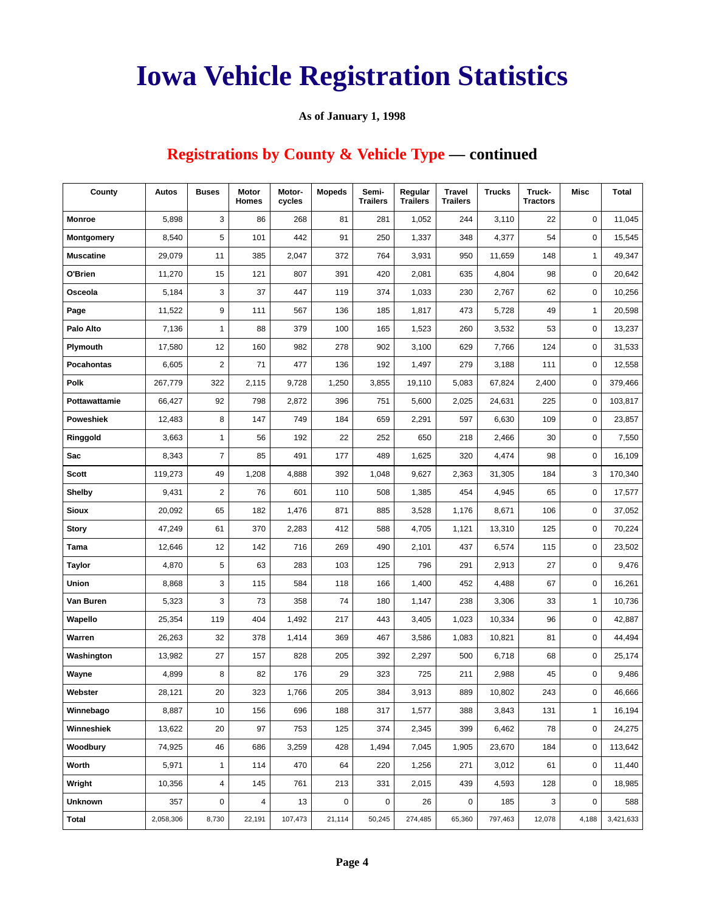# Iowa Vehicle Registration Statistics

**As of January 1, 1998**

## Registrations by County & Vehicle Type — continued

| County | Autos | Buses | Motor Homes | Motor-cycles | Mopeds | Semi-Trailers | Regular Trailers | Travel Trailers | Trucks | Truck-Tractors | Misc | Total |
|---|---|---|---|---|---|---|---|---|---|---|---|---|
| **Monroe** | 5,898 | 3 | 86 | 268 | 81 | 281 | 1,052 | 244 | 3,110 | 22 | 0 | 11,045 |
| **Montgomery** | 8,540 | 5 | 101 | 442 | 91 | 250 | 1,337 | 348 | 4,377 | 54 | 0 | 15,545 |
| **Muscatine** | 29,079 | 11 | 385 | 2,047 | 372 | 764 | 3,931 | 950 | 11,659 | 148 | 1 | 49,347 |
| **O'Brien** | 11,270 | 15 | 121 | 807 | 391 | 420 | 2,081 | 635 | 4,804 | 98 | 0 | 20,642 |
| **Osceola** | 5,184 | 3 | 37 | 447 | 119 | 374 | 1,033 | 230 | 2,767 | 62 | 0 | 10,256 |
| **Page** | 11,522 | 9 | 111 | 567 | 136 | 185 | 1,817 | 473 | 5,728 | 49 | 1 | 20,598 |
| **Palo Alto** | 7,136 | 1 | 88 | 379 | 100 | 165 | 1,523 | 260 | 3,532 | 53 | 0 | 13,237 |
| **Plymouth** | 17,580 | 12 | 160 | 982 | 278 | 902 | 3,100 | 629 | 7,766 | 124 | 0 | 31,533 |
| **Pocahontas** | 6,605 | 2 | 71 | 477 | 136 | 192 | 1,497 | 279 | 3,188 | 111 | 0 | 12,558 |
| **Polk** | 267,779 | 322 | 2,115 | 9,728 | 1,250 | 3,855 | 19,110 | 5,083 | 67,824 | 2,400 | 0 | 379,466 |
| **Pottawattamie** | 66,427 | 92 | 798 | 2,872 | 396 | 751 | 5,600 | 2,025 | 24,631 | 225 | 0 | 103,817 |
| **Poweshiek** | 12,483 | 8 | 147 | 749 | 184 | 659 | 2,291 | 597 | 6,630 | 109 | 0 | 23,857 |
| **Ringgold** | 3,663 | 1 | 56 | 192 | 22 | 252 | 650 | 218 | 2,466 | 30 | 0 | 7,550 |
| **Sac** | 8,343 | 7 | 85 | 491 | 177 | 489 | 1,625 | 320 | 4,474 | 98 | 0 | 16,109 |
| **Scott** | 119,273 | 49 | 1,208 | 4,888 | 392 | 1,048 | 9,627 | 2,363 | 31,305 | 184 | 3 | 170,340 |
| **Shelby** | 9,431 | 2 | 76 | 601 | 110 | 508 | 1,385 | 454 | 4,945 | 65 | 0 | 17,577 |
| **Sioux** | 20,092 | 65 | 182 | 1,476 | 871 | 885 | 3,528 | 1,176 | 8,671 | 106 | 0 | 37,052 |
| **Story** | 47,249 | 61 | 370 | 2,283 | 412 | 588 | 4,705 | 1,121 | 13,310 | 125 | 0 | 70,224 |
| **Tama** | 12,646 | 12 | 142 | 716 | 269 | 490 | 2,101 | 437 | 6,574 | 115 | 0 | 23,502 |
| **Taylor** | 4,870 | 5 | 63 | 283 | 103 | 125 | 796 | 291 | 2,913 | 27 | 0 | 9,476 |
| **Union** | 8,868 | 3 | 115 | 584 | 118 | 166 | 1,400 | 452 | 4,488 | 67 | 0 | 16,261 |
| **Van Buren** | 5,323 | 3 | 73 | 358 | 74 | 180 | 1,147 | 238 | 3,306 | 33 | 1 | 10,736 |
| **Wapello** | 25,354 | 119 | 404 | 1,492 | 217 | 443 | 3,405 | 1,023 | 10,334 | 96 | 0 | 42,887 |
| **Warren** | 26,263 | 32 | 378 | 1,414 | 369 | 467 | 3,586 | 1,083 | 10,821 | 81 | 0 | 44,494 |
| **Washington** | 13,982 | 27 | 157 | 828 | 205 | 392 | 2,297 | 500 | 6,718 | 68 | 0 | 25,174 |
| **Wayne** | 4,899 | 8 | 82 | 176 | 29 | 323 | 725 | 211 | 2,988 | 45 | 0 | 9,486 |
| **Webster** | 28,121 | 20 | 323 | 1,766 | 205 | 384 | 3,913 | 889 | 10,802 | 243 | 0 | 46,666 |
| **Winnebago** | 8,887 | 10 | 156 | 696 | 188 | 317 | 1,577 | 388 | 3,843 | 131 | 1 | 16,194 |
| **Winneshiek** | 13,622 | 20 | 97 | 753 | 125 | 374 | 2,345 | 399 | 6,462 | 78 | 0 | 24,275 |
| **Woodbury** | 74,925 | 46 | 686 | 3,259 | 428 | 1,494 | 7,045 | 1,905 | 23,670 | 184 | 0 | 113,642 |
| **Worth** | 5,971 | 1 | 114 | 470 | 64 | 220 | 1,256 | 271 | 3,012 | 61 | 0 | 11,440 |
| **Wright** | 10,356 | 4 | 145 | 761 | 213 | 331 | 2,015 | 439 | 4,593 | 128 | 0 | 18,985 |
| **Unknown** | 357 | 0 | 4 | 13 | 0 | 0 | 26 | 0 | 185 | 3 | 0 | 588 |
| **Total** | 2,058,306 | 8,730 | 22,191 | 107,473 | 21,114 | 50,245 | 274,485 | 65,360 | 797,463 | 12,078 | 4,188 | 3,421,633 |